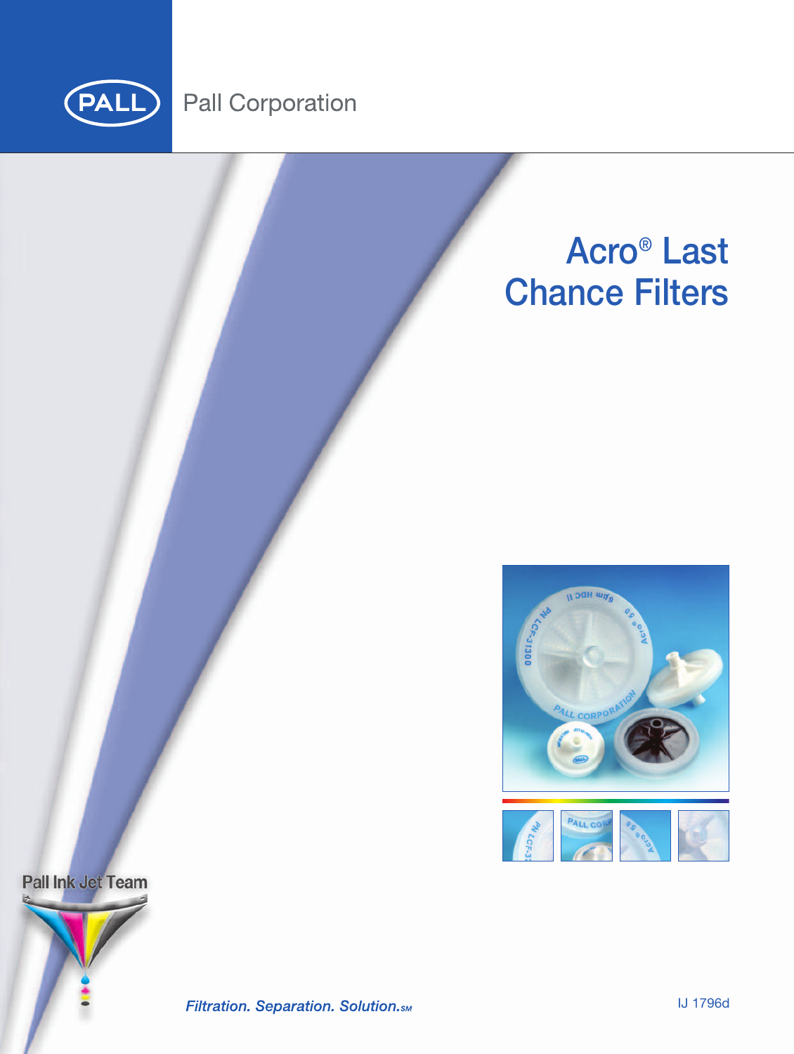Pall Corporation

# Acro® Last Chance Filters

Pall Ink Jet Team

*Filtration. Separation. Solution.SM*

IJ 1796d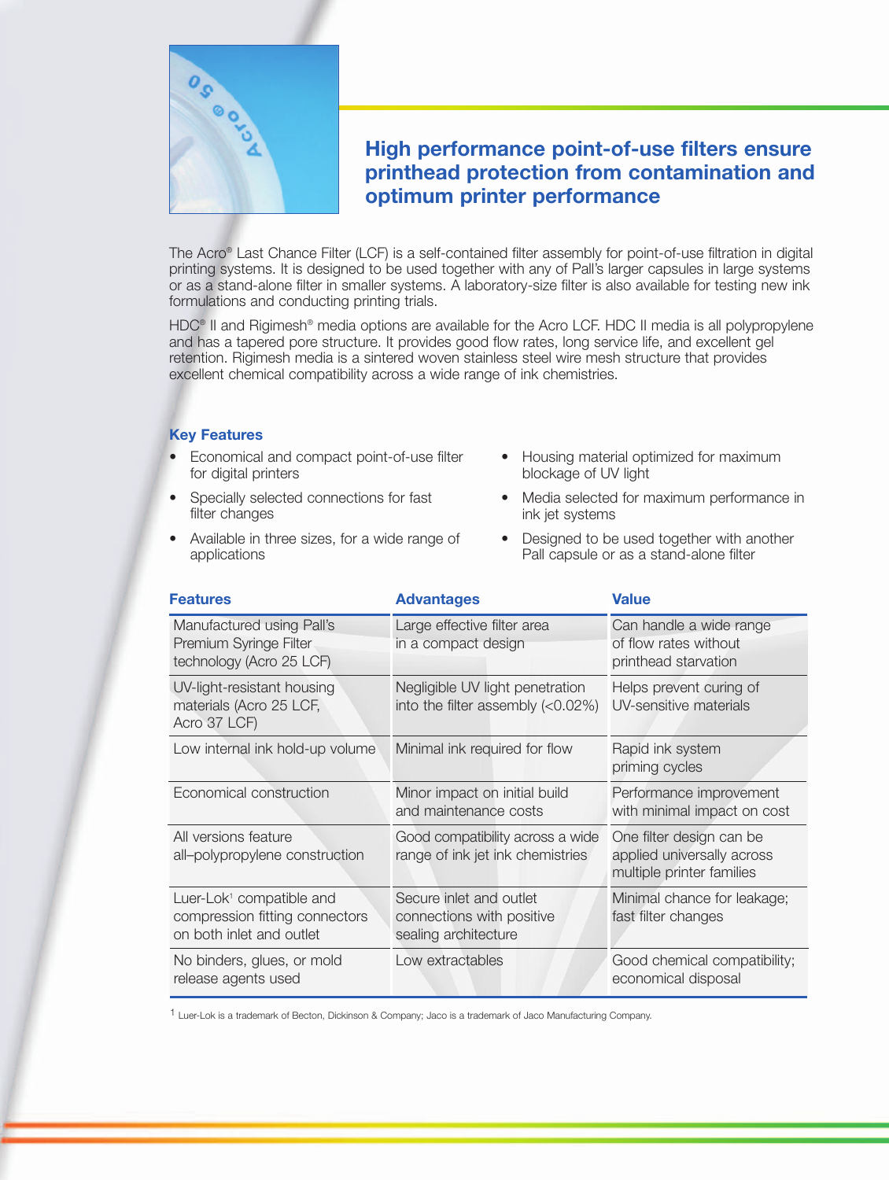## High performance point-of-use filters ensure printhead protection from contamination and optimum printer performance

The Acro® Last Chance Filter (LCF) is a self-contained filter assembly for point-of-use filtration in digital printing systems. It is designed to be used together with any of Pall's larger capsules in large systems or as a stand-alone filter in smaller systems. A laboratory-size filter is also available for testing new ink formulations and conducting printing trials.

HDC® II and Rigimesh® media options are available for the Acro LCF. HDC II media is all polypropylene and has a tapered pore structure. It provides good flow rates, long service life, and excellent gel retention. Rigimesh media is a sintered woven stainless steel wire mesh structure that provides excellent chemical compatibility across a wide range of ink chemistries.

### Key Features

- Economical and compact point-of-use filter for digital printers
- Specially selected connections for fast filter changes
- Available in three sizes, for a wide range of applications
- Housing material optimized for maximum blockage of UV light
- Media selected for maximum performance in ink jet systems
- Designed to be used together with another Pall capsule or as a stand-alone filter

| Features | Advantages | Value |
|---|---|---|
| Manufactured using Pall's Premium Syringe Filter technology (Acro 25 LCF) | Large effective filter area in a compact design | Can handle a wide range of flow rates without printhead starvation |
| UV-light-resistant housing materials (Acro 25 LCF, Acro 37 LCF) | Negligible UV light penetration into the filter assembly (<0.02%) | Helps prevent curing of UV-sensitive materials |
| Low internal ink hold-up volume | Minimal ink required for flow | Rapid ink system priming cycles |
| Economical construction | Minor impact on initial build and maintenance costs | Performance improvement with minimal impact on cost |
| All versions feature all–polypropylene construction | Good compatibility across a wide range of ink jet ink chemistries | One filter design can be applied universally across multiple printer families |
| Luer-Lok[1] compatible and compression fitting connectors on both inlet and outlet | Secure inlet and outlet connections with positive sealing architecture | Minimal chance for leakage; fast filter changes |
| No binders, glues, or mold release agents used | Low extractables | Good chemical compatibility; economical disposal |

[1] Luer-Lok is a trademark of Becton, Dickinson & Company; Jaco is a trademark of Jaco Manufacturing Company.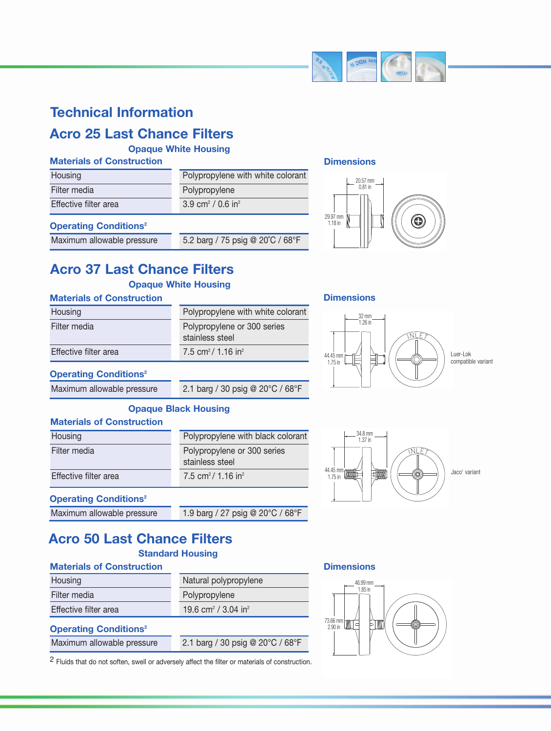# Technical Information

## Acro 25 Last Chance Filters

### Opaque White Housing

**Materials of Construction**

| | |
|---|---|
| Housing | Polypropylene with white colorant |
| Filter media | Polypropylene |
| Effective filter area | 3.9 cm² / 0.6 in² |

**Operating Conditions[2]**

| | |
|---|---|
| Maximum allowable pressure | 5.2 barg / 75 psig @ 20˚C / 68°F |

**Dimensions**

20.57 mm / 0.81 in
29.97 mm / 1.18 in

## Acro 37 Last Chance Filters

### Opaque White Housing

**Materials of Construction**

| | |
|---|---|
| Housing | Polypropylene with white colorant |
| Filter media | Polypropylene or 300 series stainless steel |
| Effective filter area | 7.5 cm² / 1.16 in² |

**Operating Conditions[2]**

| | |
|---|---|
| Maximum allowable pressure | 2.1 barg / 30 psig @ 20°C / 68°F |

**Dimensions**

32 mm / 1.26 in
44.45 mm / 1.75 in
INLET
Luer-Lok compatible variant

### Opaque Black Housing

**Materials of Construction**

| | |
|---|---|
| Housing | Polypropylene with black colorant |
| Filter media | Polypropylene or 300 series stainless steel |
| Effective filter area | 7.5 cm² / 1.16 in² |

**Operating Conditions[2]**

| | |
|---|---|
| Maximum allowable pressure | 1.9 barg / 27 psig @ 20°C / 68°F |

34.8 mm / 1.37 in
44.45 mm / 1.75 in
INLET
Jaco[1] variant

## Acro 50 Last Chance Filters

### Standard Housing

**Materials of Construction**

| | |
|---|---|
| Housing | Natural polypropylene |
| Filter media | Polypropylene |
| Effective filter area | 19.6 cm² / 3.04 in² |

**Operating Conditions[2]**

| | |
|---|---|
| Maximum allowable pressure | 2.1 barg / 30 psig @ 20°C / 68°F |

**Dimensions**

46.99 mm / 1.85 in
73.66 mm / 2.90 in

[2] Fluids that do not soften, swell or adversely affect the filter or materials of construction.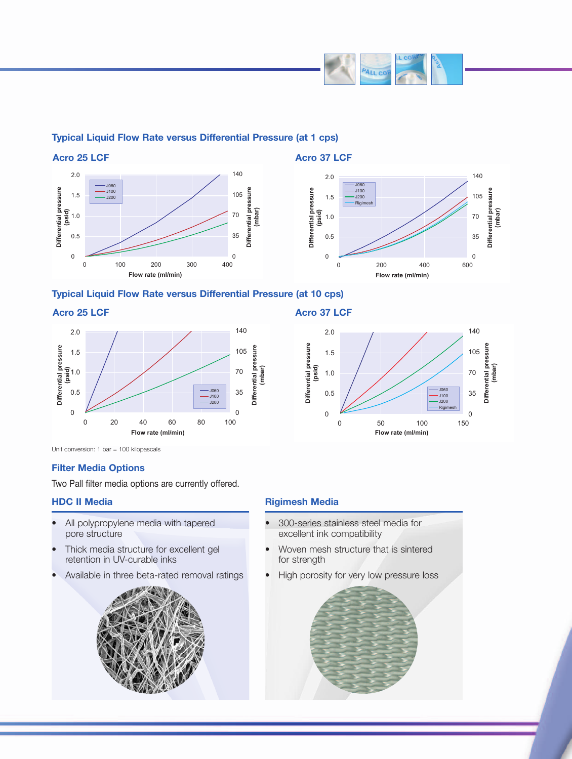## Typical Liquid Flow Rate versus Differential Pressure (at 1 cps)

### Acro 25 LCF

Differential pressure (psid) 0–2.0; Differential pressure (mbar) 0–140; Flow rate (ml/min) 0–400. Legend: J060, J100, J200

### Acro 37 LCF

Differential pressure (psid) 0–2.0; Differential pressure (mbar) 0–140; Flow rate (ml/min) 0–600. Legend: J060, J100, J200, Rigimesh

## Typical Liquid Flow Rate versus Differential Pressure (at 10 cps)

### Acro 25 LCF

Differential pressure (psid) 0–2.0; Differential pressure (mbar) 0–140; Flow rate (ml/min) 0–100. Legend: J060, J100, J200

### Acro 37 LCF

Differential pressure (psid) 0–2.0; Differential pressure (mbar) 0–140; Flow rate (ml/min) 0–150. Legend: J060, J100, J200, Rigimesh

Unit conversion: 1 bar = 100 kilopascals

## Filter Media Options

Two Pall filter media options are currently offered.

### HDC II Media

- All polypropylene media with tapered pore structure
- Thick media structure for excellent gel retention in UV-curable inks
- Available in three beta-rated removal ratings

### Rigimesh Media

- 300-series stainless steel media for excellent ink compatibility
- Woven mesh structure that is sintered for strength
- High porosity for very low pressure loss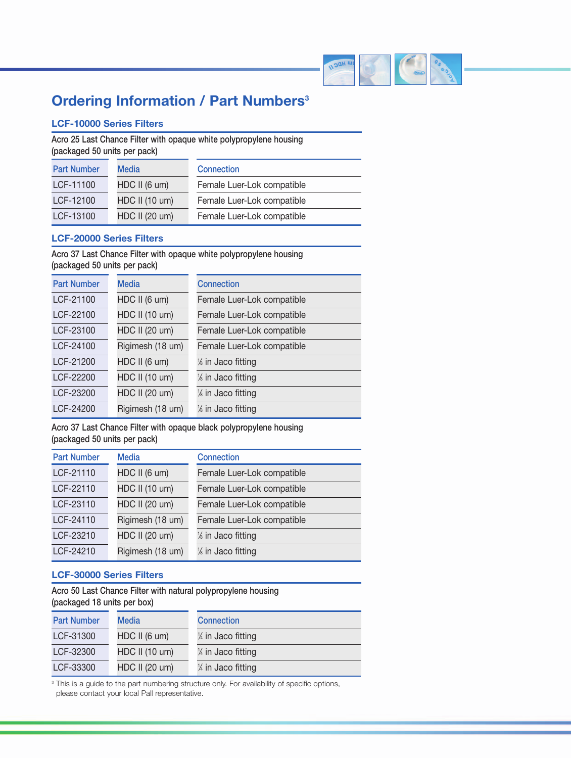# Ordering Information / Part Numbers[3]

## LCF-10000 Series Filters

Acro 25 Last Chance Filter with opaque white polypropylene housing (packaged 50 units per pack)

| Part Number | Media | Connection |
|---|---|---|
| LCF-11100 | HDC II (6 um) | Female Luer-Lok compatible |
| LCF-12100 | HDC II (10 um) | Female Luer-Lok compatible |
| LCF-13100 | HDC II (20 um) | Female Luer-Lok compatible |

## LCF-20000 Series Filters

Acro 37 Last Chance Filter with opaque white polypropylene housing (packaged 50 units per pack)

| Part Number | Media | Connection |
|---|---|---|
| LCF-21100 | HDC II (6 um) | Female Luer-Lok compatible |
| LCF-22100 | HDC II (10 um) | Female Luer-Lok compatible |
| LCF-23100 | HDC II (20 um) | Female Luer-Lok compatible |
| LCF-24100 | Rigimesh (18 um) | Female Luer-Lok compatible |
| LCF-21200 | HDC II (6 um) | ⅛ in Jaco fitting |
| LCF-22200 | HDC II (10 um) | ⅛ in Jaco fitting |
| LCF-23200 | HDC II (20 um) | ⅛ in Jaco fitting |
| LCF-24200 | Rigimesh (18 um) | ⅛ in Jaco fitting |

Acro 37 Last Chance Filter with opaque black polypropylene housing (packaged 50 units per pack)

| Part Number | Media | Connection |
|---|---|---|
| LCF-21110 | HDC II (6 um) | Female Luer-Lok compatible |
| LCF-22110 | HDC II (10 um) | Female Luer-Lok compatible |
| LCF-23110 | HDC II (20 um) | Female Luer-Lok compatible |
| LCF-24110 | Rigimesh (18 um) | Female Luer-Lok compatible |
| LCF-23210 | HDC II (20 um) | ⅛ in Jaco fitting |
| LCF-24210 | Rigimesh (18 um) | ⅛ in Jaco fitting |

## LCF-30000 Series Filters

Acro 50 Last Chance Filter with natural polypropylene housing (packaged 18 units per box)

| Part Number | Media | Connection |
|---|---|---|
| LCF-31300 | HDC II (6 um) | ¼ in Jaco fitting |
| LCF-32300 | HDC II (10 um) | ¼ in Jaco fitting |
| LCF-33300 | HDC II (20 um) | ¼ in Jaco fitting |

[3] This is a guide to the part numbering structure only. For availability of specific options, please contact your local Pall representative.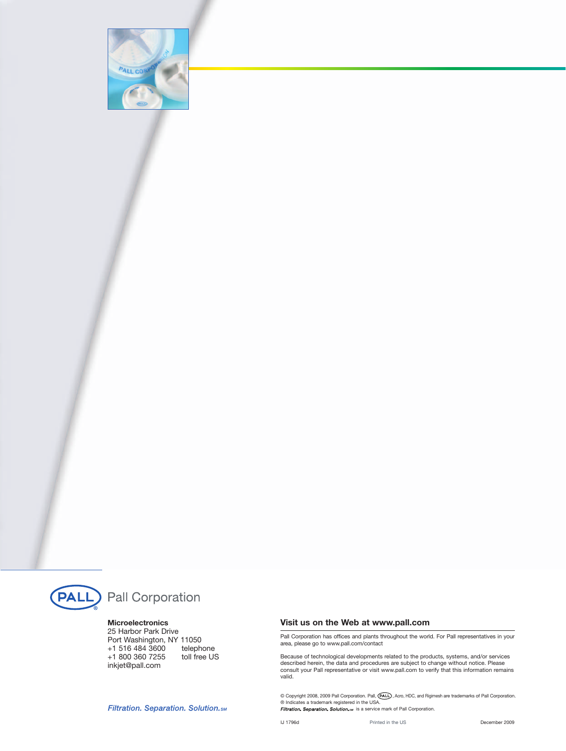Pall Corporation

**Microelectronics**
25 Harbor Park Drive
Port Washington, NY 11050
+1 516 484 3600 telephone
+1 800 360 7255 toll free US
inkjet@pall.com

*Filtration. Separation. Solution.SM*

## Visit us on the Web at www.pall.com

Pall Corporation has offices and plants throughout the world. For Pall representatives in your area, please go to www.pall.com/contact

Because of technological developments related to the products, systems, and/or services described herein, the data and procedures are subject to change without notice. Please consult your Pall representative or visit www.pall.com to verify that this information remains valid.

© Copyright 2008, 2009 Pall Corporation. Pall, (PALL), Acro, HDC, and Rigimesh are trademarks of Pall Corporation.
® Indicates a trademark registered in the USA.
*Filtration. Separation. Solution.SM* is a service mark of Pall Corporation.

IJ 1796d Printed in the US December 2009